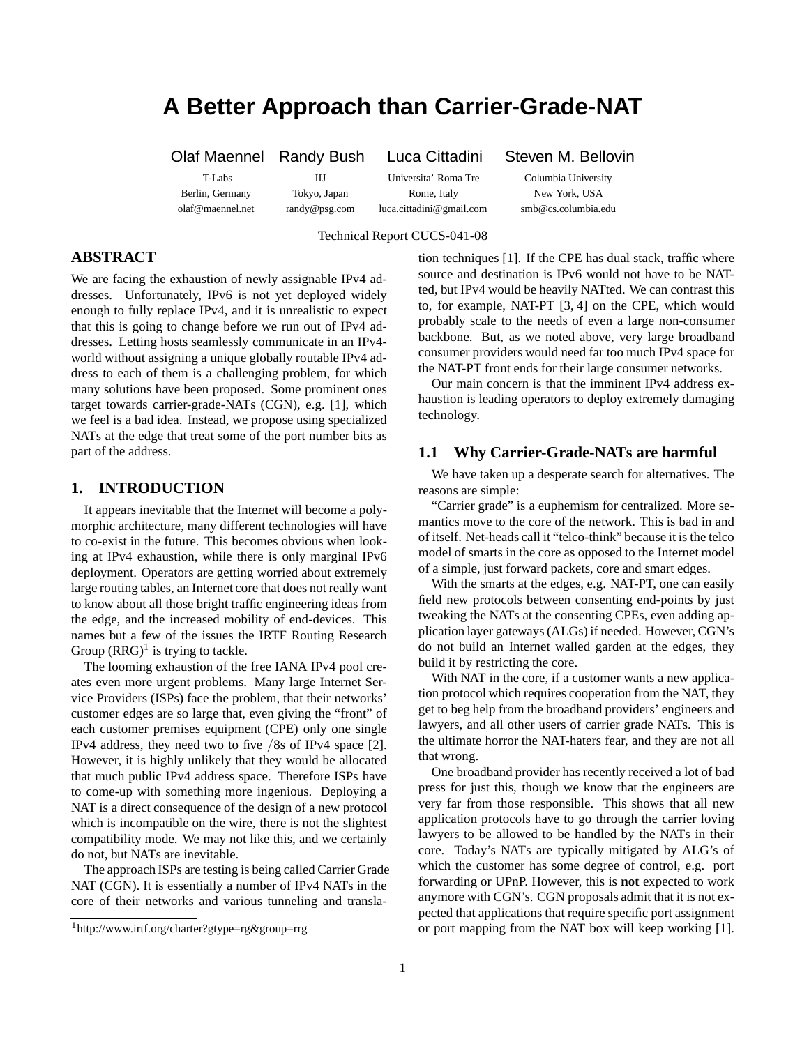# A Better Approach than Carrier-Grade-NAT

| Olaf Maennel | Randy Bush | Luca Cittadini | Steven M. Bellovin |
|---|---|---|---|
| T-Labs | IIJ | Universita' Roma Tre | Columbia University |
| Berlin, Germany | Tokyo, Japan | Rome, Italy | New York, USA |
| olaf@maennel.net | randy@psg.com | luca.cittadini@gmail.com | smb@cs.columbia.edu |

Technical Report CUCS-041-08

## ABSTRACT

We are facing the exhaustion of newly assignable IPv4 addresses. Unfortunately, IPv6 is not yet deployed widely enough to fully replace IPv4, and it is unrealistic to expect that this is going to change before we run out of IPv4 addresses. Letting hosts seamlessly communicate in an IPv4-world without assigning a unique globally routable IPv4 address to each of them is a challenging problem, for which many solutions have been proposed. Some prominent ones target towards carrier-grade-NATs (CGN), e.g. [1], which we feel is a bad idea. Instead, we propose using specialized NATs at the edge that treat some of the port number bits as part of the address.

## 1. INTRODUCTION

It appears inevitable that the Internet will become a polymorphic architecture, many different technologies will have to co-exist in the future. This becomes obvious when looking at IPv4 exhaustion, while there is only marginal IPv6 deployment. Operators are getting worried about extremely large routing tables, an Internet core that does not really want to know about all those bright traffic engineering ideas from the edge, and the increased mobility of end-devices. This names but a few of the issues the IRTF Routing Research Group (RRG)[1] is trying to tackle.

The looming exhaustion of the free IANA IPv4 pool creates even more urgent problems. Many large Internet Service Providers (ISPs) face the problem, that their networks' customer edges are so large that, even giving the "front" of each customer premises equipment (CPE) only one single IPv4 address, they need two to five /8s of IPv4 space [2]. However, it is highly unlikely that they would be allocated that much public IPv4 address space. Therefore ISPs have to come-up with something more ingenious. Deploying a NAT is a direct consequence of the design of a new protocol which is incompatible on the wire, there is not the slightest compatibility mode. We may not like this, and we certainly do not, but NATs are inevitable.

The approach ISPs are testing is being called Carrier Grade NAT (CGN). It is essentially a number of IPv4 NATs in the core of their networks and various tunneling and translation techniques [1]. If the CPE has dual stack, traffic where source and destination is IPv6 would not have to be NATted, but IPv4 would be heavily NATted. We can contrast this to, for example, NAT-PT [3, 4] on the CPE, which would probably scale to the needs of even a large non-consumer backbone. But, as we noted above, very large broadband consumer providers would need far too much IPv4 space for the NAT-PT front ends for their large consumer networks.

Our main concern is that the imminent IPv4 address exhaustion is leading operators to deploy extremely damaging technology.

### 1.1 Why Carrier-Grade-NATs are harmful

We have taken up a desperate search for alternatives. The reasons are simple:

"Carrier grade" is a euphemism for centralized. More semantics move to the core of the network. This is bad in and of itself. Net-heads call it "telco-think" because it is the telco model of smarts in the core as opposed to the Internet model of a simple, just forward packets, core and smart edges.

With the smarts at the edges, e.g. NAT-PT, one can easily field new protocols between consenting end-points by just tweaking the NATs at the consenting CPEs, even adding application layer gateways (ALGs) if needed. However, CGN's do not build an Internet walled garden at the edges, they build it by restricting the core.

With NAT in the core, if a customer wants a new application protocol which requires cooperation from the NAT, they get to beg help from the broadband providers' engineers and lawyers, and all other users of carrier grade NATs. This is the ultimate horror the NAT-haters fear, and they are not all that wrong.

One broadband provider has recently received a lot of bad press for just this, though we know that the engineers are very far from those responsible. This shows that all new application protocols have to go through the carrier loving lawyers to be allowed to be handled by the NATs in their core. Today's NATs are typically mitigated by ALG's of which the customer has some degree of control, e.g. port forwarding or UPnP. However, this is **not** expected to work anymore with CGN's. CGN proposals admit that it is not expected that applications that require specific port assignment or port mapping from the NAT box will keep working [1].

[1] http://www.irtf.org/charter?gtype=rg&group=rrg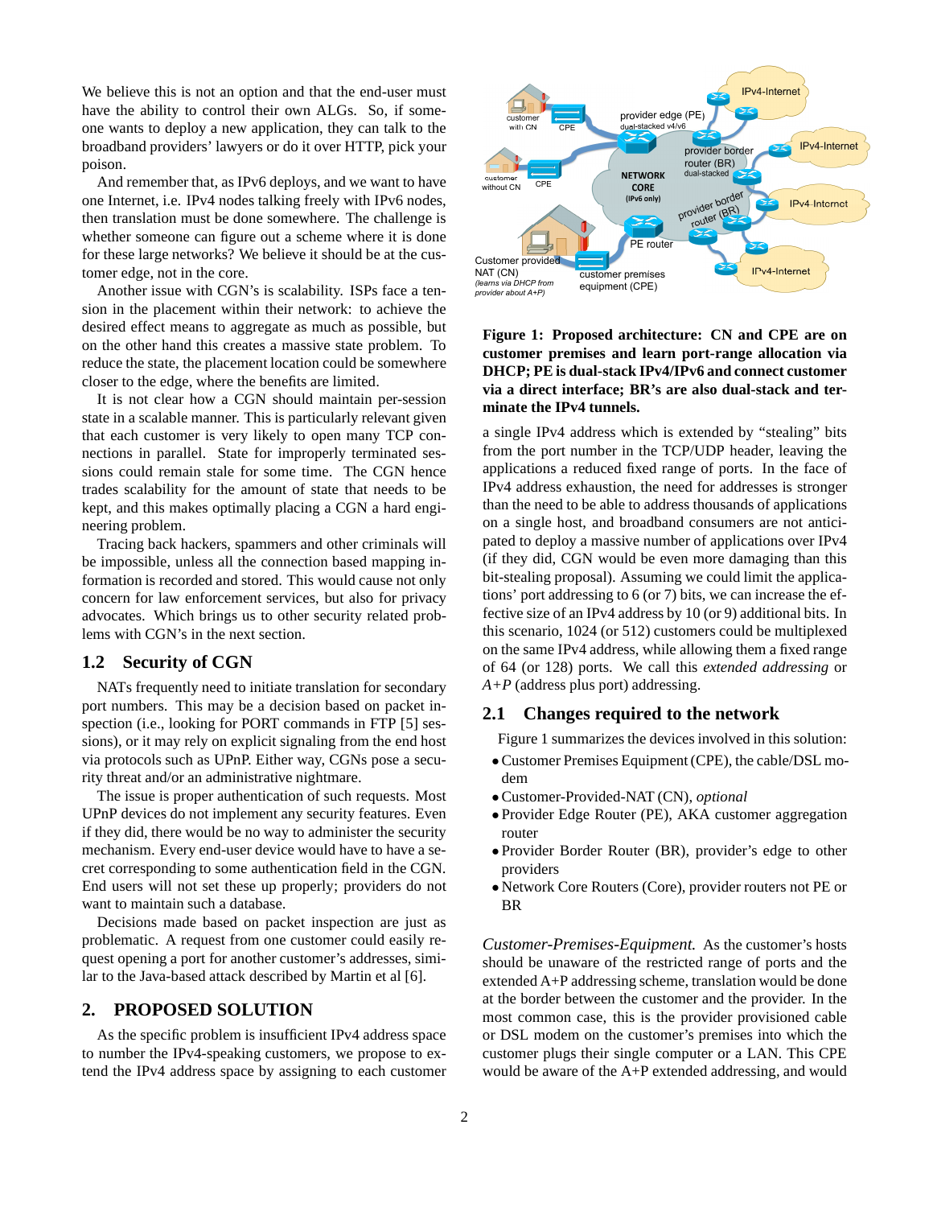We believe this is not an option and that the end-user must have the ability to control their own ALGs. So, if someone wants to deploy a new application, they can talk to the broadband providers' lawyers or do it over HTTP, pick your poison.

And remember that, as IPv6 deploys, and we want to have one Internet, i.e. IPv4 nodes talking freely with IPv6 nodes, then translation must be done somewhere. The challenge is whether someone can figure out a scheme where it is done for these large networks? We believe it should be at the customer edge, not in the core.

Another issue with CGN's is scalability. ISPs face a tension in the placement within their network: to achieve the desired effect means to aggregate as much as possible, but on the other hand this creates a massive state problem. To reduce the state, the placement location could be somewhere closer to the edge, where the benefits are limited.

It is not clear how a CGN should maintain per-session state in a scalable manner. This is particularly relevant given that each customer is very likely to open many TCP connections in parallel. State for improperly terminated sessions could remain stale for some time. The CGN hence trades scalability for the amount of state that needs to be kept, and this makes optimally placing a CGN a hard engineering problem.

Tracing back hackers, spammers and other criminals will be impossible, unless all the connection based mapping information is recorded and stored. This would cause not only concern for law enforcement services, but also for privacy advocates. Which brings us to other security related problems with CGN's in the next section.

### 1.2 Security of CGN

NATs frequently need to initiate translation for secondary port numbers. This may be a decision based on packet inspection (i.e., looking for PORT commands in FTP [5] sessions), or it may rely on explicit signaling from the end host via protocols such as UPnP. Either way, CGNs pose a security threat and/or an administrative nightmare.

The issue is proper authentication of such requests. Most UPnP devices do not implement any security features. Even if they did, there would be no way to administer the security mechanism. Every end-user device would have to have a secret corresponding to some authentication field in the CGN. End users will not set these up properly; providers do not want to maintain such a database.

Decisions made based on packet inspection are just as problematic. A request from one customer could easily request opening a port for another customer's addresses, similar to the Java-based attack described by Martin et al [6].

## 2. PROPOSED SOLUTION

As the specific problem is insufficient IPv4 address space to number the IPv4-speaking customers, we propose to extend the IPv4 address space by assigning to each customer a single IPv4 address which is extended by "stealing" bits from the port number in the TCP/UDP header, leaving the applications a reduced fixed range of ports. In the face of IPv4 address exhaustion, the need for addresses is stronger than the need to be able to address thousands of applications on a single host, and broadband consumers are not anticipated to deploy a massive number of applications over IPv4 (if they did, CGN would be even more damaging than this bit-stealing proposal). Assuming we could limit the applications' port addressing to 6 (or 7) bits, we can increase the effective size of an IPv4 address by 10 (or 9) additional bits. In this scenario, 1024 (or 512) customers could be multiplexed on the same IPv4 address, while allowing them a fixed range of 64 (or 128) ports. We call this *extended addressing* or *A+P* (address plus port) addressing.

**Figure 1: Proposed architecture: CN and CPE are on customer premises and learn port-range allocation via DHCP; PE is dual-stack IPv4/IPv6 and connect customer via a direct interface; BR's are also dual-stack and terminate the IPv4 tunnels.**

### 2.1 Changes required to the network

Figure 1 summarizes the devices involved in this solution:

- Customer Premises Equipment (CPE), the cable/DSL modem
- Customer-Provided-NAT (CN), *optional*
- Provider Edge Router (PE), AKA customer aggregation router
- Provider Border Router (BR), provider's edge to other providers
- Network Core Routers (Core), provider routers not PE or BR

*Customer-Premises-Equipment.* As the customer's hosts should be unaware of the restricted range of ports and the extended A+P addressing scheme, translation would be done at the border between the customer and the provider. In the most common case, this is the provider provisioned cable or DSL modem on the customer's premises into which the customer plugs their single computer or a LAN. This CPE would be aware of the A+P extended addressing, and would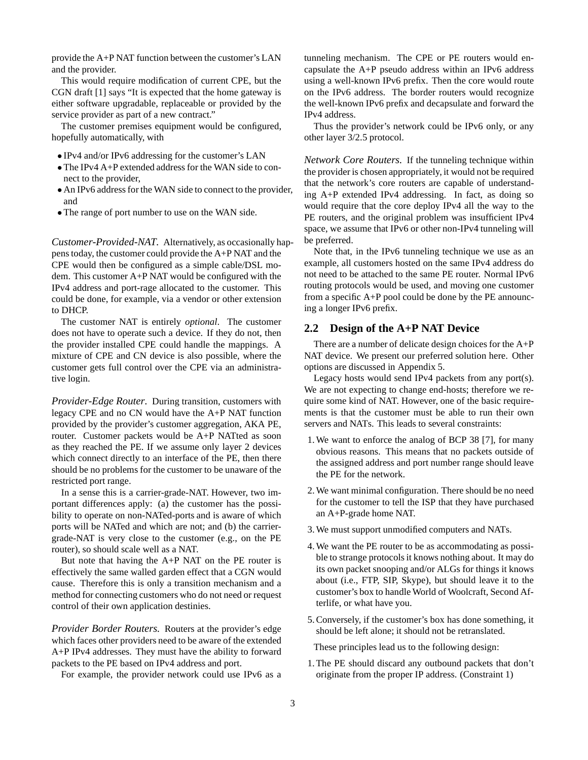provide the A+P NAT function between the customer's LAN and the provider.

This would require modification of current CPE, but the CGN draft [1] says "It is expected that the home gateway is either software upgradable, replaceable or provided by the service provider as part of a new contract."

The customer premises equipment would be configured, hopefully automatically, with

- IPv4 and/or IPv6 addressing for the customer's LAN
- The IPv4 A+P extended address for the WAN side to connect to the provider,
- An IPv6 address for the WAN side to connect to the provider, and
- The range of port number to use on the WAN side.

*Customer-Provided-NAT.* Alternatively, as occasionally happens today, the customer could provide the A+P NAT and the CPE would then be configured as a simple cable/DSL modem. This customer A+P NAT would be configured with the IPv4 address and port-range allocated to the customer. This could be done, for example, via a vendor or other extension to DHCP.

The customer NAT is entirely *optional*. The customer does not have to operate such a device. If they do not, then the provider installed CPE could handle the mappings. A mixture of CPE and CN device is also possible, where the customer gets full control over the CPE via an administrative login.

*Provider-Edge Router.* During transition, customers with legacy CPE and no CN would have the A+P NAT function provided by the provider's customer aggregation, AKA PE, router. Customer packets would be A+P NATted as soon as they reached the PE. If we assume only layer 2 devices which connect directly to an interface of the PE, then there should be no problems for the customer to be unaware of the restricted port range.

In a sense this is a carrier-grade-NAT. However, two important differences apply: (a) the customer has the possibility to operate on non-NATed-ports and is aware of which ports will be NATed and which are not; and (b) the carrier-grade-NAT is very close to the customer (e.g., on the PE router), so should scale well as a NAT.

But note that having the A+P NAT on the PE router is effectively the same walled garden effect that a CGN would cause. Therefore this is only a transition mechanism and a method for connecting customers who do not need or request control of their own application destinies.

*Provider Border Routers.* Routers at the provider's edge which faces other providers need to be aware of the extended A+P IPv4 addresses. They must have the ability to forward packets to the PE based on IPv4 address and port.

For example, the provider network could use IPv6 as a tunneling mechanism. The CPE or PE routers would encapsulate the A+P pseudo address within an IPv6 address using a well-known IPv6 prefix. Then the core would route on the IPv6 address. The border routers would recognize the well-known IPv6 prefix and decapsulate and forward the IPv4 address.

Thus the provider's network could be IPv6 only, or any other layer 3/2.5 protocol.

*Network Core Routers.* If the tunneling technique within the provider is chosen appropriately, it would not be required that the network's core routers are capable of understanding A+P extended IPv4 addressing. In fact, as doing so would require that the core deploy IPv4 all the way to the PE routers, and the original problem was insufficient IPv4 space, we assume that IPv6 or other non-IPv4 tunneling will be preferred.

Note that, in the IPv6 tunneling technique we use as an example, all customers hosted on the same IPv4 address do not need to be attached to the same PE router. Normal IPv6 routing protocols would be used, and moving one customer from a specific A+P pool could be done by the PE announcing a longer IPv6 prefix.

## 2.2 Design of the A+P NAT Device

There are a number of delicate design choices for the A+P NAT device. We present our preferred solution here. Other options are discussed in Appendix 5.

Legacy hosts would send IPv4 packets from any port(s). We are not expecting to change end-hosts; therefore we require some kind of NAT. However, one of the basic requirements is that the customer must be able to run their own servers and NATs. This leads to several constraints:

1. We want to enforce the analog of BCP 38 [7], for many obvious reasons. This means that no packets outside of the assigned address and port number range should leave the PE for the network.
2. We want minimal configuration. There should be no need for the customer to tell the ISP that they have purchased an A+P-grade home NAT.
3. We must support unmodified computers and NATs.
4. We want the PE router to be as accommodating as possible to strange protocols it knows nothing about. It may do its own packet snooping and/or ALGs for things it knows about (i.e., FTP, SIP, Skype), but should leave it to the customer's box to handle World of Woolcraft, Second Afterlife, or what have you.
5. Conversely, if the customer's box has done something, it should be left alone; it should not be retranslated.

These principles lead us to the following design:

1. The PE should discard any outbound packets that don't originate from the proper IP address. (Constraint 1)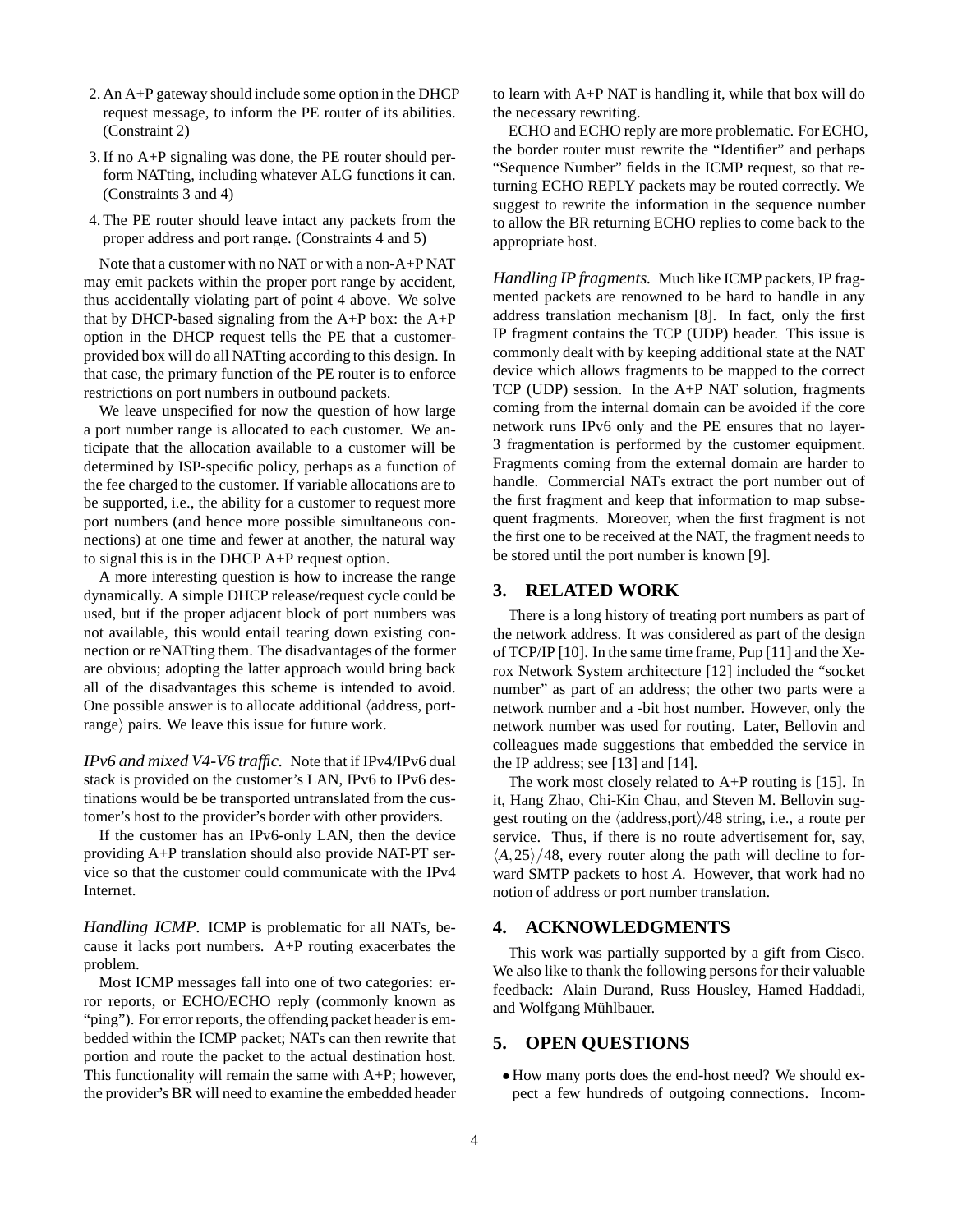2. An A+P gateway should include some option in the DHCP request message, to inform the PE router of its abilities. (Constraint 2)

3. If no A+P signaling was done, the PE router should perform NATting, including whatever ALG functions it can. (Constraints 3 and 4)

4. The PE router should leave intact any packets from the proper address and port range. (Constraints 4 and 5)

Note that a customer with no NAT or with a non-A+P NAT may emit packets within the proper port range by accident, thus accidentally violating part of point 4 above. We solve that by DHCP-based signaling from the A+P box: the A+P option in the DHCP request tells the PE that a customer-provided box will do all NATting according to this design. In that case, the primary function of the PE router is to enforce restrictions on port numbers in outbound packets.

We leave unspecified for now the question of how large a port number range is allocated to each customer. We anticipate that the allocation available to a customer will be determined by ISP-specific policy, perhaps as a function of the fee charged to the customer. If variable allocations are to be supported, i.e., the ability for a customer to request more port numbers (and hence more possible simultaneous connections) at one time and fewer at another, the natural way to signal this is in the DHCP A+P request option.

A more interesting question is how to increase the range dynamically. A simple DHCP release/request cycle could be used, but if the proper adjacent block of port numbers was not available, this would entail tearing down existing connection or reNATting them. The disadvantages of the former are obvious; adopting the latter approach would bring back all of the disadvantages this scheme is intended to avoid. One possible answer is to allocate additional ⟨address, port-range⟩ pairs. We leave this issue for future work.

*IPv6 and mixed V4-V6 traffic.* Note that if IPv4/IPv6 dual stack is provided on the customer's LAN, IPv6 to IPv6 destinations would be be transported untranslated from the customer's host to the provider's border with other providers.

If the customer has an IPv6-only LAN, then the device providing A+P translation should also provide NAT-PT service so that the customer could communicate with the IPv4 Internet.

*Handling ICMP.* ICMP is problematic for all NATs, because it lacks port numbers. A+P routing exacerbates the problem.

Most ICMP messages fall into one of two categories: error reports, or ECHO/ECHO reply (commonly known as "ping"). For error reports, the offending packet header is embedded within the ICMP packet; NATs can then rewrite that portion and route the packet to the actual destination host. This functionality will remain the same with A+P; however, the provider's BR will need to examine the embedded header to learn with A+P NAT is handling it, while that box will do the necessary rewriting.

ECHO and ECHO reply are more problematic. For ECHO, the border router must rewrite the "Identifier" and perhaps "Sequence Number" fields in the ICMP request, so that returning ECHO REPLY packets may be routed correctly. We suggest to rewrite the information in the sequence number to allow the BR returning ECHO replies to come back to the appropriate host.

*Handling IP fragments.* Much like ICMP packets, IP fragmented packets are renowned to be hard to handle in any address translation mechanism [8]. In fact, only the first IP fragment contains the TCP (UDP) header. This issue is commonly dealt with by keeping additional state at the NAT device which allows fragments to be mapped to the correct TCP (UDP) session. In the A+P NAT solution, fragments coming from the internal domain can be avoided if the core network runs IPv6 only and the PE ensures that no layer-3 fragmentation is performed by the customer equipment. Fragments coming from the external domain are harder to handle. Commercial NATs extract the port number out of the first fragment and keep that information to map subsequent fragments. Moreover, when the first fragment is not the first one to be received at the NAT, the fragment needs to be stored until the port number is known [9].

## 3. RELATED WORK

There is a long history of treating port numbers as part of the network address. It was considered as part of the design of TCP/IP [10]. In the same time frame, Pup [11] and the Xerox Network System architecture [12] included the "socket number" as part of an address; the other two parts were a network number and a -bit host number. However, only the network number was used for routing. Later, Bellovin and colleagues made suggestions that embedded the service in the IP address; see [13] and [14].

The work most closely related to A+P routing is [15]. In it, Hang Zhao, Chi-Kin Chau, and Steven M. Bellovin suggest routing on the ⟨address,port⟩/48 string, i.e., a route per service. Thus, if there is no route advertisement for, say, $\langle A, 25\rangle/48$, every router along the path will decline to forward SMTP packets to host $A$. However, that work had no notion of address or port number translation.

## 4. ACKNOWLEDGMENTS

This work was partially supported by a gift from Cisco. We also like to thank the following persons for their valuable feedback: Alain Durand, Russ Housley, Hamed Haddadi, and Wolfgang Mühlbauer.

## 5. OPEN QUESTIONS

- How many ports does the end-host need? We should expect a few hundreds of outgoing connections. Incom-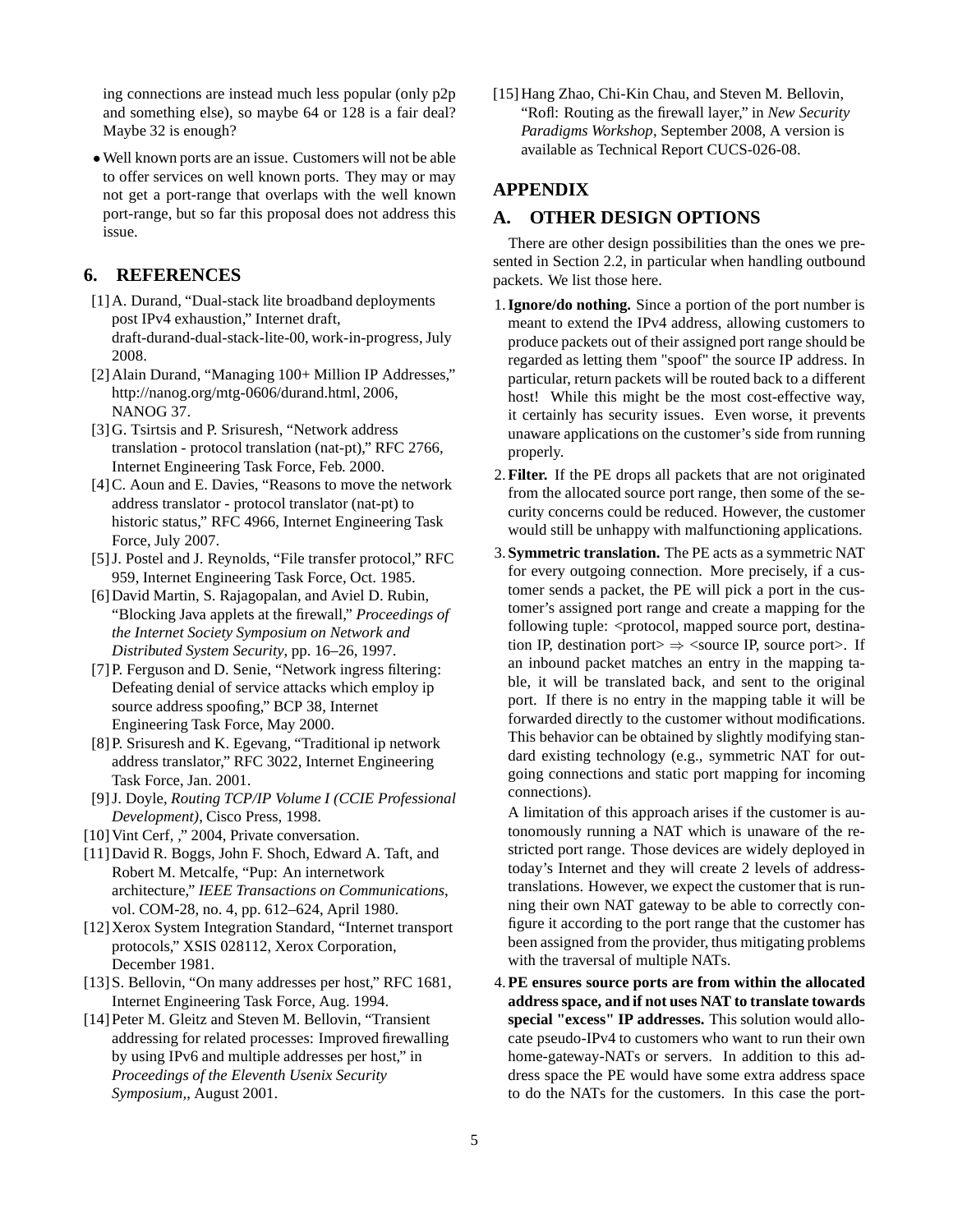ing connections are instead much less popular (only p2p and something else), so maybe 64 or 128 is a fair deal? Maybe 32 is enough?

- Well known ports are an issue. Customers will not be able to offer services on well known ports. They may or may not get a port-range that overlaps with the well known port-range, but so far this proposal does not address this issue.

## 6. REFERENCES

[1] A. Durand, "Dual-stack lite broadband deployments post IPv4 exhaustion," Internet draft, draft-durand-dual-stack-lite-00, work-in-progress, July 2008.

[2] Alain Durand, "Managing 100+ Million IP Addresses," http://nanog.org/mtg-0606/durand.html, 2006, NANOG 37.

[3] G. Tsirtsis and P. Srisuresh, "Network address translation - protocol translation (nat-pt)," RFC 2766, Internet Engineering Task Force, Feb. 2000.

[4] C. Aoun and E. Davies, "Reasons to move the network address translator - protocol translator (nat-pt) to historic status," RFC 4966, Internet Engineering Task Force, July 2007.

[5] J. Postel and J. Reynolds, "File transfer protocol," RFC 959, Internet Engineering Task Force, Oct. 1985.

[6] David Martin, S. Rajagopalan, and Aviel D. Rubin, "Blocking Java applets at the firewall," *Proceedings of the Internet Society Symposium on Network and Distributed System Security*, pp. 16–26, 1997.

[7] P. Ferguson and D. Senie, "Network ingress filtering: Defeating denial of service attacks which employ ip source address spoofing," BCP 38, Internet Engineering Task Force, May 2000.

[8] P. Srisuresh and K. Egevang, "Traditional ip network address translator," RFC 3022, Internet Engineering Task Force, Jan. 2001.

[9] J. Doyle, *Routing TCP/IP Volume I (CCIE Professional Development)*, Cisco Press, 1998.

[10] Vint Cerf, ," 2004, Private conversation.

[11] David R. Boggs, John F. Shoch, Edward A. Taft, and Robert M. Metcalfe, "Pup: An internetwork architecture," *IEEE Transactions on Communications*, vol. COM-28, no. 4, pp. 612–624, April 1980.

[12] Xerox System Integration Standard, "Internet transport protocols," XSIS 028112, Xerox Corporation, December 1981.

[13] S. Bellovin, "On many addresses per host," RFC 1681, Internet Engineering Task Force, Aug. 1994.

[14] Peter M. Gleitz and Steven M. Bellovin, "Transient addressing for related processes: Improved firewalling by using IPv6 and multiple addresses per host," in *Proceedings of the Eleventh Usenix Security Symposium,*, August 2001.

[15] Hang Zhao, Chi-Kin Chau, and Steven M. Bellovin, "Rofl: Routing as the firewall layer," in *New Security Paradigms Workshop*, September 2008, A version is available as Technical Report CUCS-026-08.

## APPENDIX

## A. OTHER DESIGN OPTIONS

There are other design possibilities than the ones we presented in Section 2.2, in particular when handling outbound packets. We list those here.

1. **Ignore/do nothing.** Since a portion of the port number is meant to extend the IPv4 address, allowing customers to produce packets out of their assigned port range should be regarded as letting them "spoof" the source IP address. In particular, return packets will be routed back to a different host! While this might be the most cost-effective way, it certainly has security issues. Even worse, it prevents unaware applications on the customer's side from running properly.

2. **Filter.** If the PE drops all packets that are not originated from the allocated source port range, then some of the security concerns could be reduced. However, the customer would still be unhappy with malfunctioning applications.

3. **Symmetric translation.** The PE acts as a symmetric NAT for every outgoing connection. More precisely, if a customer sends a packet, the PE will pick a port in the customer's assigned port range and create a mapping for the following tuple: <protocol, mapped source port, destination IP, destination port> $\Rightarrow$ <source IP, source port>. If an inbound packet matches an entry in the mapping table, it will be translated back, and sent to the original port. If there is no entry in the mapping table it will be forwarded directly to the customer without modifications. This behavior can be obtained by slightly modifying standard existing technology (e.g., symmetric NAT for outgoing connections and static port mapping for incoming connections).

   A limitation of this approach arises if the customer is autonomously running a NAT which is unaware of the restricted port range. Those devices are widely deployed in today's Internet and they will create 2 levels of address-translations. However, we expect the customer that is running their own NAT gateway to be able to correctly configure it according to the port range that the customer has been assigned from the provider, thus mitigating problems with the traversal of multiple NATs.

4. **PE ensures source ports are from within the allocated address space, and if not uses NAT to translate towards special "excess" IP addresses.** This solution would allocate pseudo-IPv4 to customers who want to run their own home-gateway-NATs or servers. In addition to this address space the PE would have some extra address space to do the NATs for the customers. In this case the port-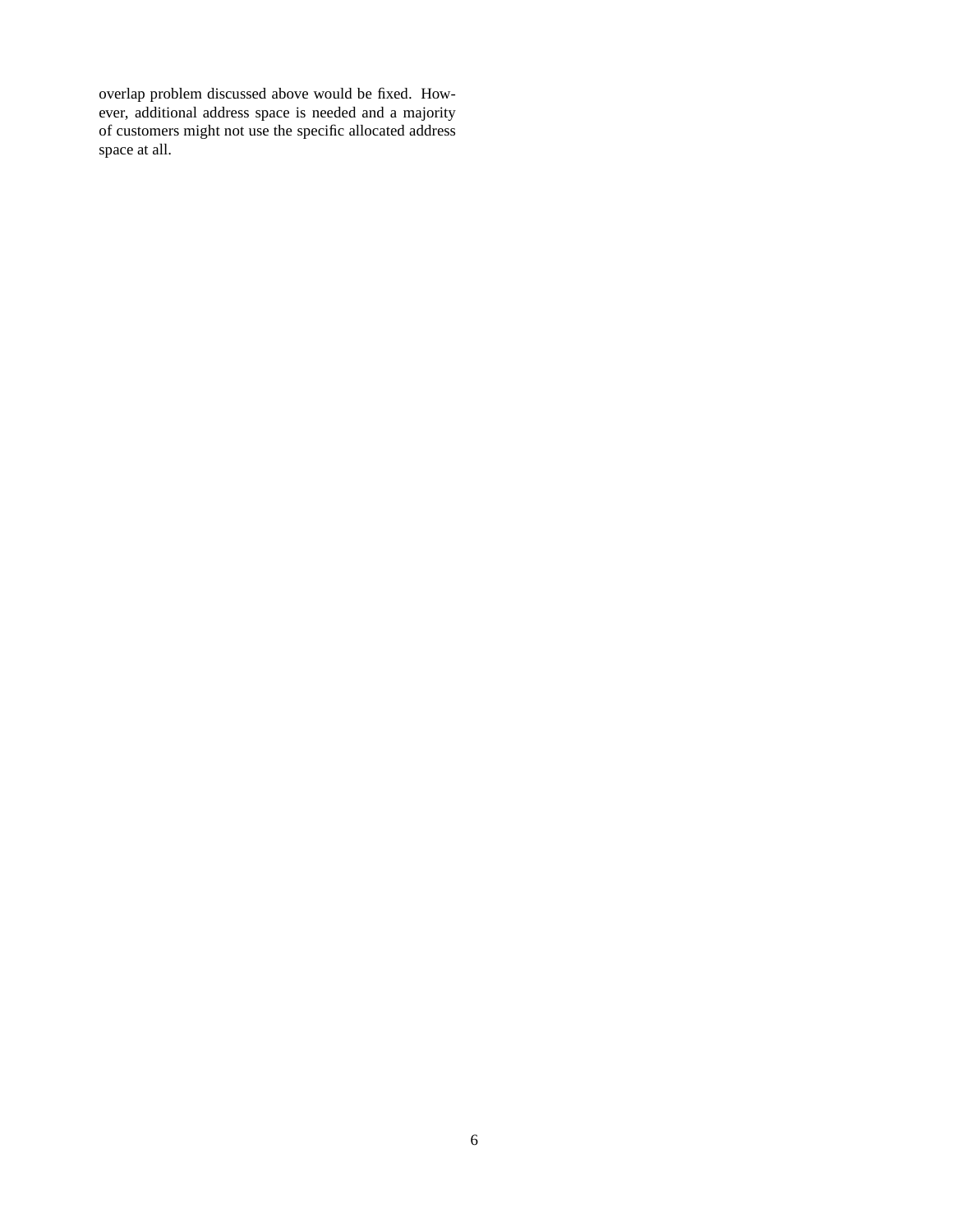overlap problem discussed above would be fixed. However, additional address space is needed and a majority of customers might not use the specific allocated address space at all.